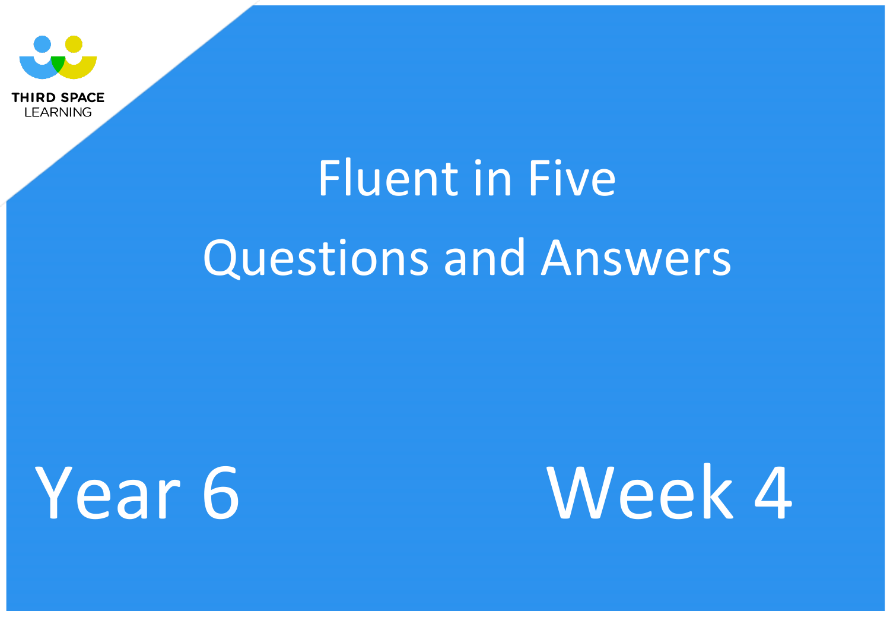THIRD SPACE LEARNING

# Fluent in Five

# Questions and Answers

## Year 6

## Week 4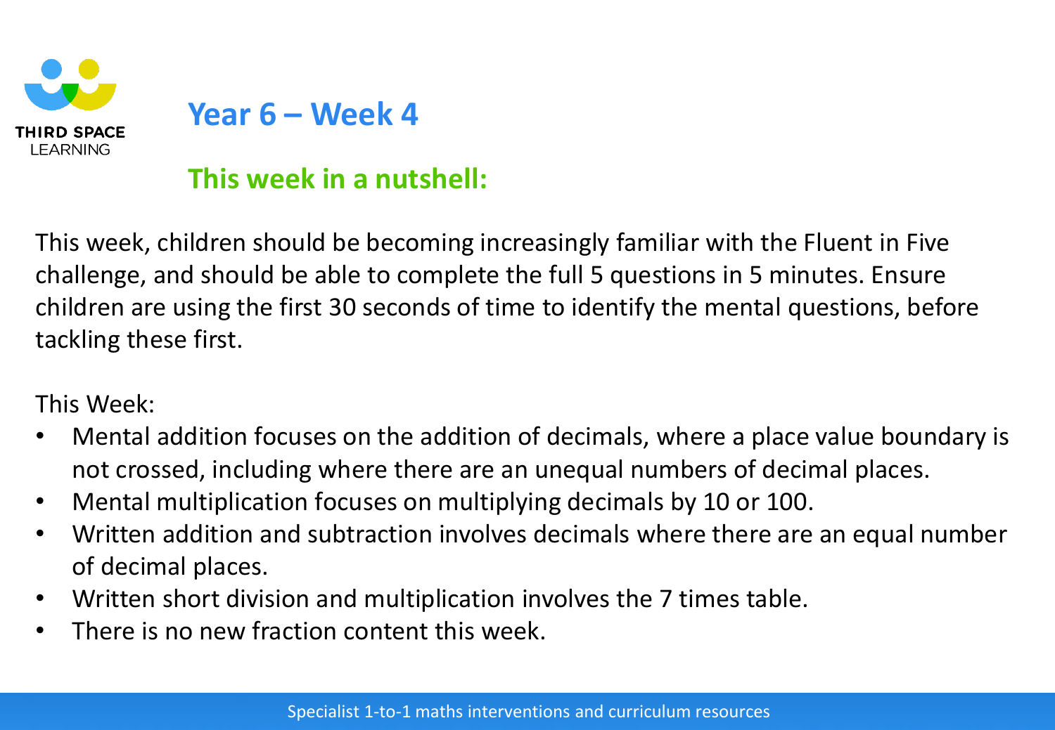# Year 6 – Week 4

## This week in a nutshell:

This week, children should be becoming increasingly familiar with the Fluent in Five challenge, and should be able to complete the full 5 questions in 5 minutes. Ensure children are using the first 30 seconds of time to identify the mental questions, before tackling these first.

This Week:

- Mental addition focuses on the addition of decimals, where a place value boundary is not crossed, including where there are an unequal numbers of decimal places.
- Mental multiplication focuses on multiplying decimals by 10 or 100.
- Written addition and subtraction involves decimals where there are an equal number of decimal places.
- Written short division and multiplication involves the 7 times table.
- There is no new fraction content this week.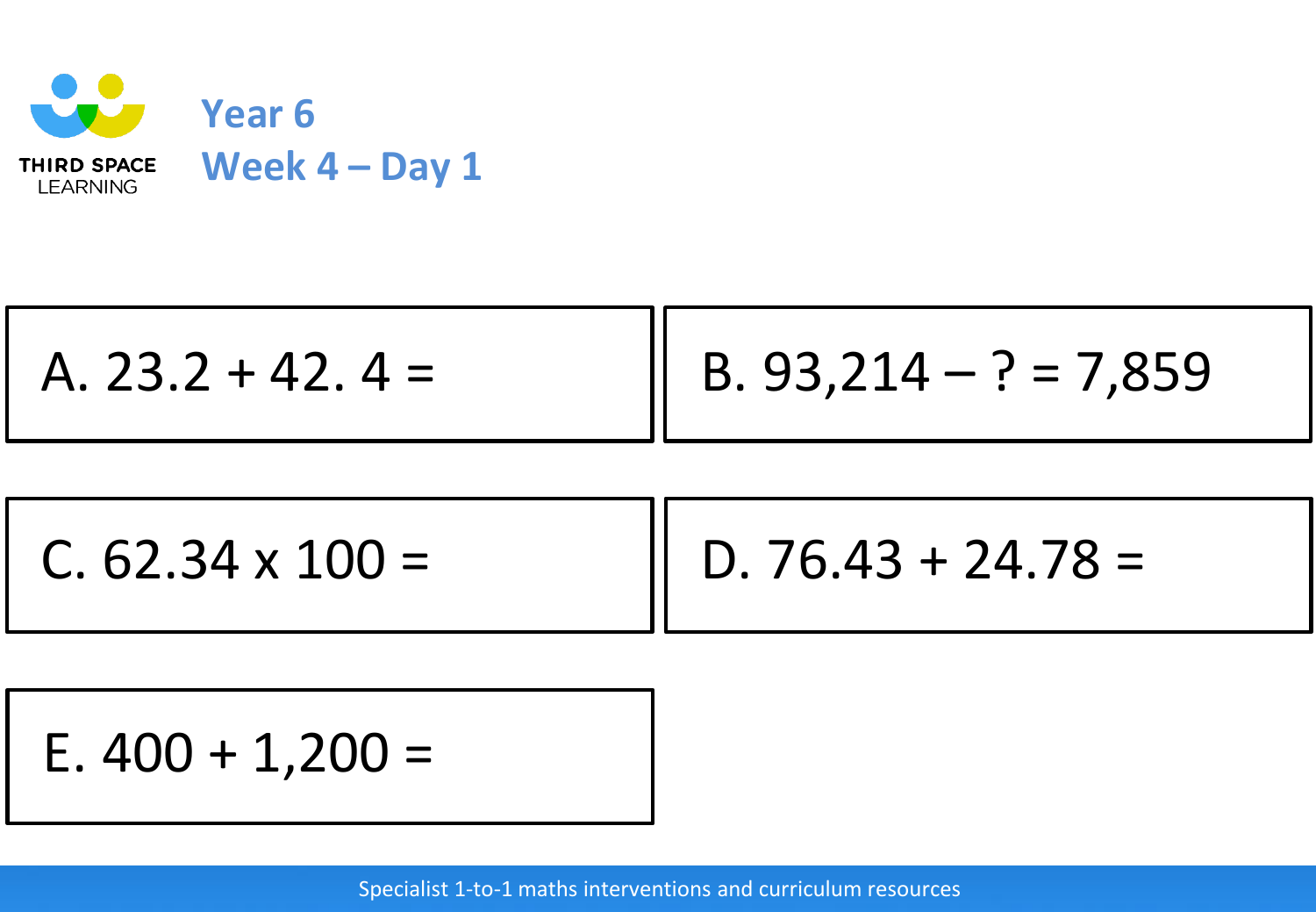# Year 6

## Week 4 – Day 1

A. $23.2 + 42.4 =$

B. $93{,}214 - ? = 7{,}859$

C. $62.34 \times 100 =$

D. $76.43 + 24.78 =$

E. $400 + 1{,}200 =$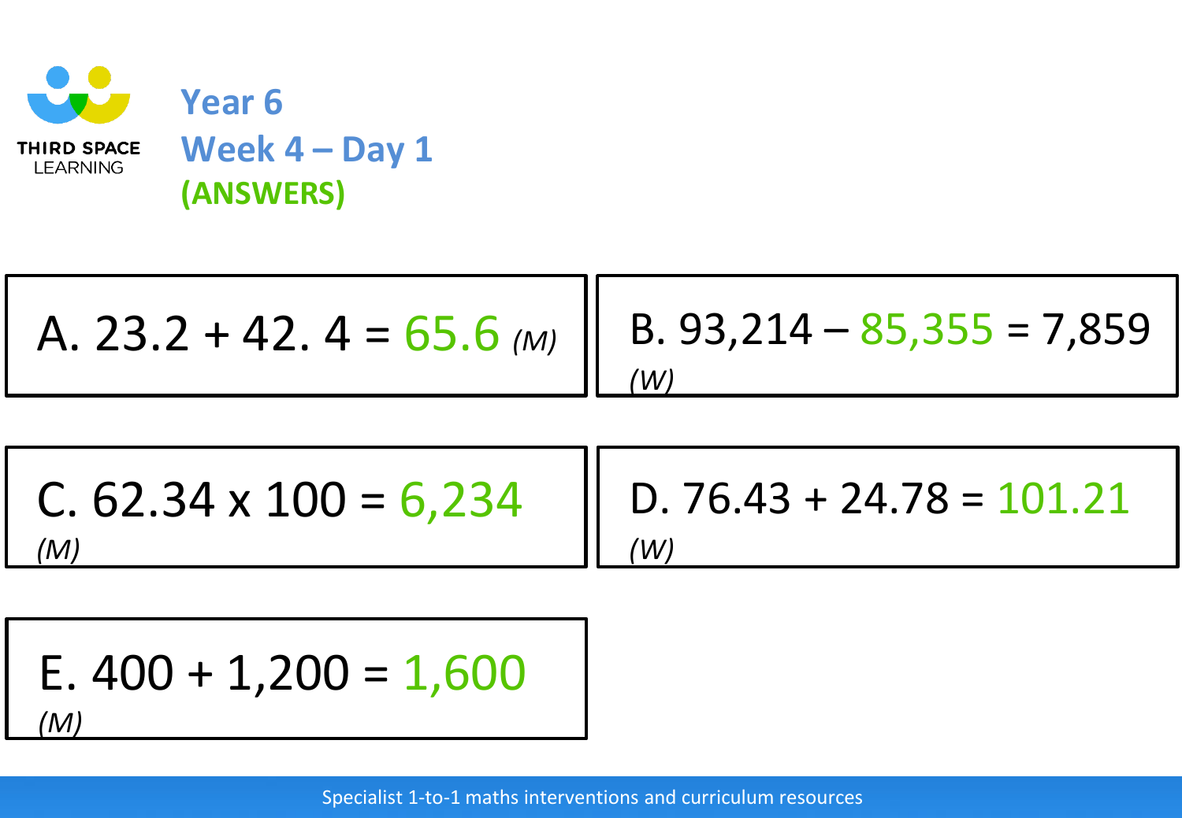# Year 6
## Week 4 – Day 1
**(ANSWERS)**

A. 23.2 + 42. 4 = 65.6 *(M)*

B. 93,214 – 85,355 = 7,859 *(W)*

C. 62.34 x 100 = 6,234 *(M)*

D. 76.43 + 24.78 = 101.21 *(W)*

E. 400 + 1,200 = 1,600 *(M)*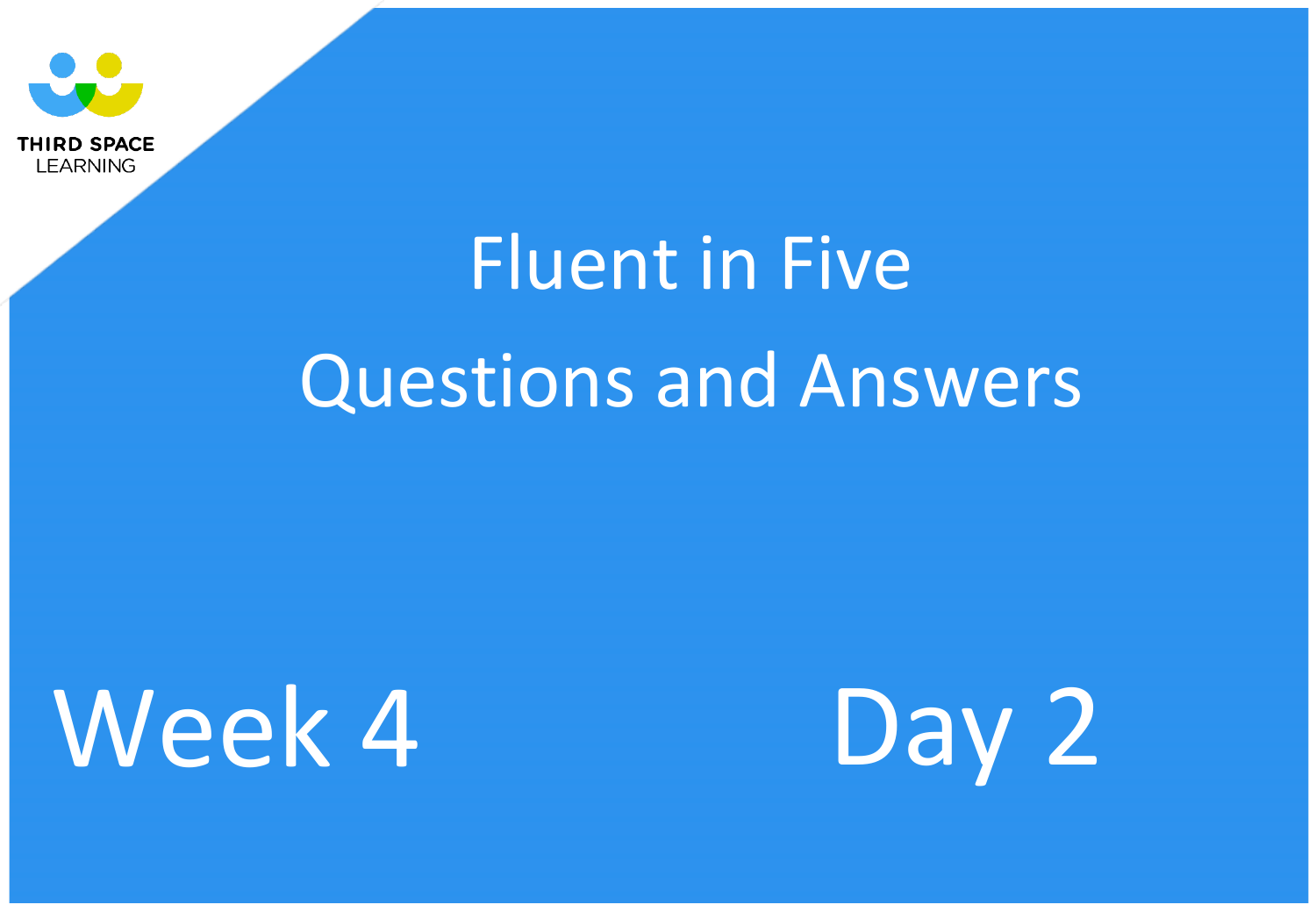THIRD SPACE LEARNING

# Fluent in Five

# Questions and Answers

## Week 4

## Day 2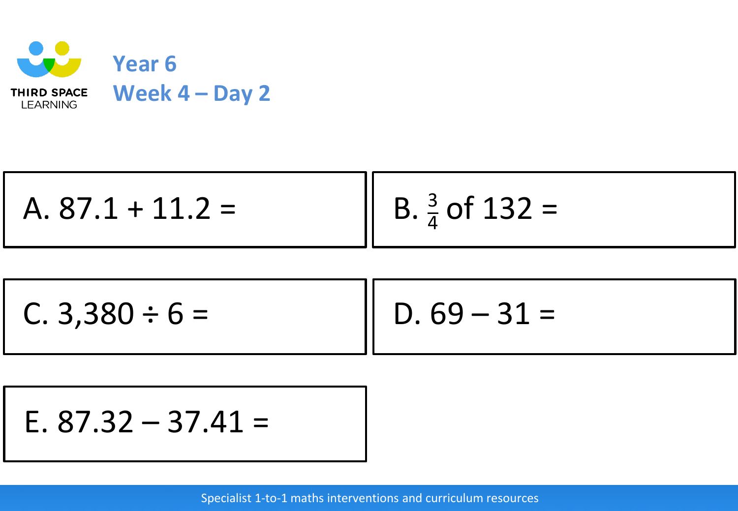# Year 6
## Week 4 – Day 2

A. $87.1 + 11.2 =$

B. $\frac{3}{4}$ of $132 =$

C. $3{,}380 \div 6 =$

D. $69 - 31 =$

E. $87.32 - 37.41 =$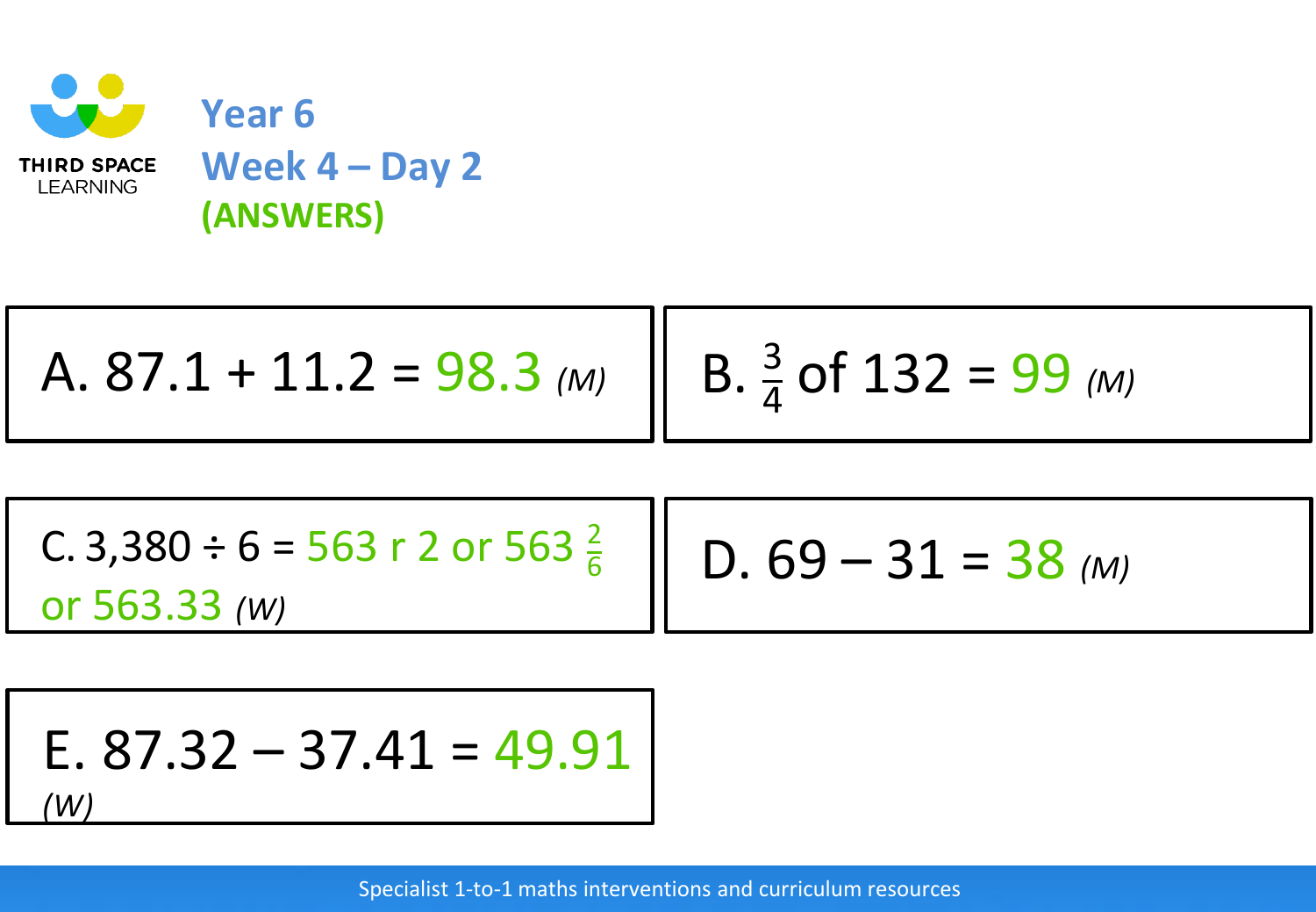THIRD SPACE LEARNING

# Year 6
## Week 4 – Day 2
**(ANSWERS)**

A. 87.1 + 11.2 = 98.3 *(M)*

B. $\frac{3}{4}$ of 132 = 99 *(M)*

C. 3,380 ÷ 6 = 563 r 2 or 563 $\frac{2}{6}$ or 563.33 *(W)*

D. 69 – 31 = 38 *(M)*

E. 87.32 – 37.41 = 49.91 *(W)*

Specialist 1-to-1 maths interventions and curriculum resources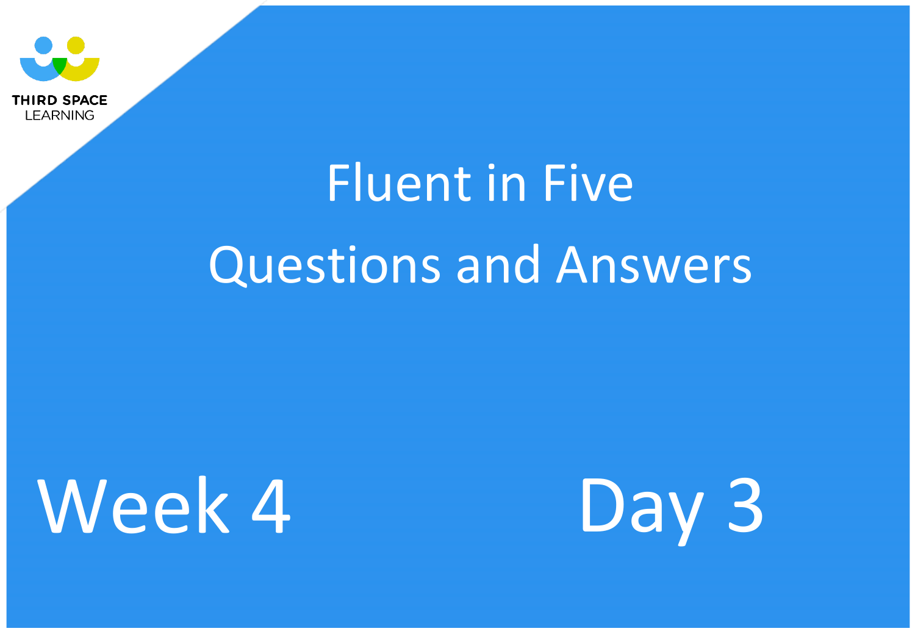THIRD SPACE LEARNING

# Fluent in Five

## Questions and Answers

## Week 4 Day 3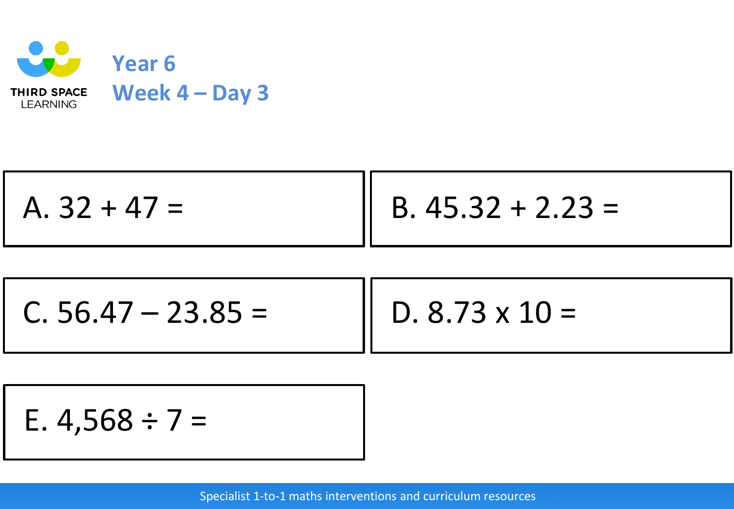# Year 6
## Week 4 – Day 3

A. 32 + 47 =

B. 45.32 + 2.23 =

C. 56.47 – 23.85 =

D. 8.73 x 10 =

E. 4,568 ÷ 7 =

Specialist 1-to-1 maths interventions and curriculum resources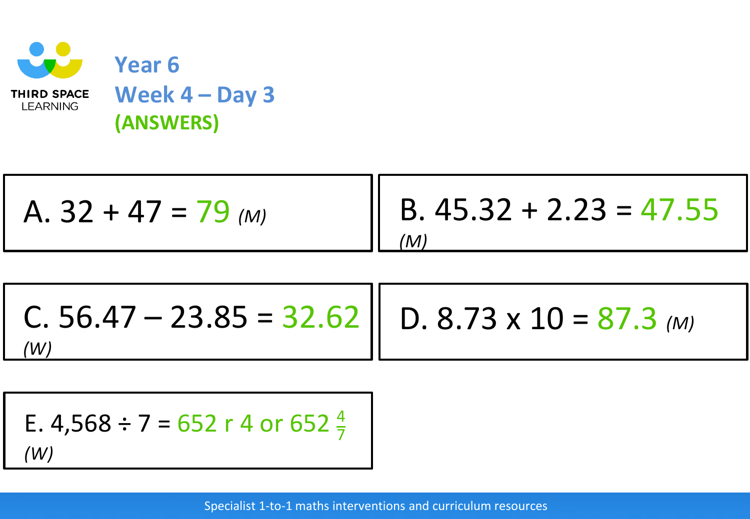# Year 6

## Week 4 – Day 3

## (ANSWERS)

A. $32 + 47 = 79$ *(M)*

B. $45.32 + 2.23 = 47.55$ *(M)*

C. $56.47 - 23.85 = 32.62$ *(W)*

D. $8.73 \times 10 = 87.3$ *(M)*

E. $4{,}568 \div 7 = 652$ r $4$ or $652\frac{4}{7}$ *(W)*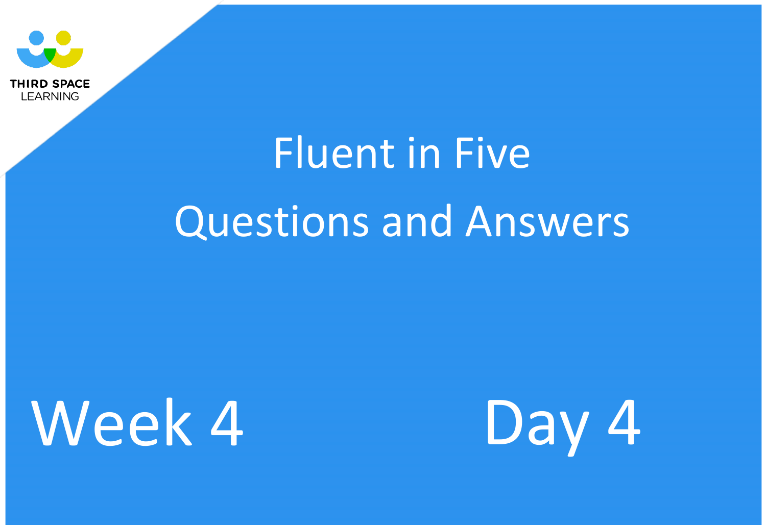THIRD SPACE LEARNING

# Fluent in Five

# Questions and Answers

## Week 4

## Day 4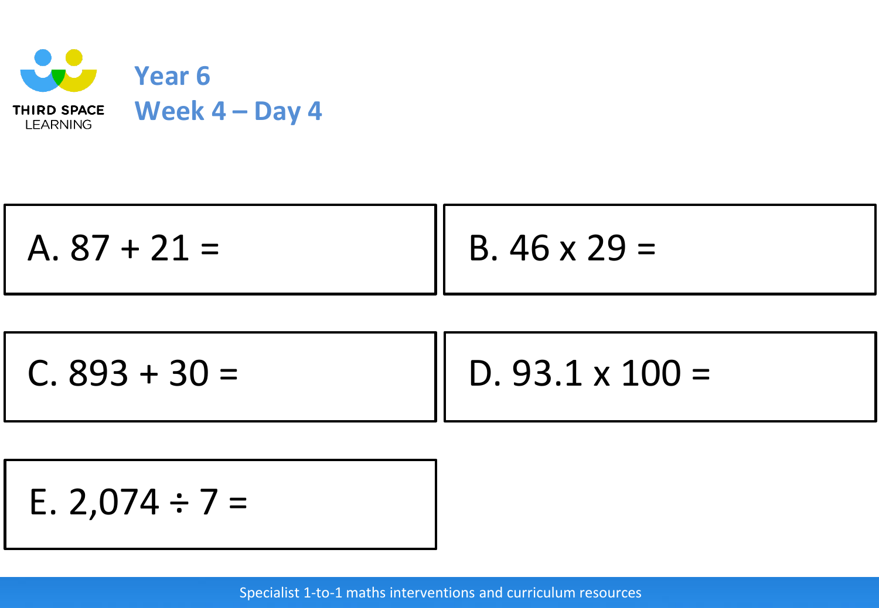# Year 6

## Week 4 – Day 4

A. $87 + 21 =$

B. $46 \times 29 =$

C. $893 + 30 =$

D. $93.1 \times 100 =$

E. $2{,}074 \div 7 =$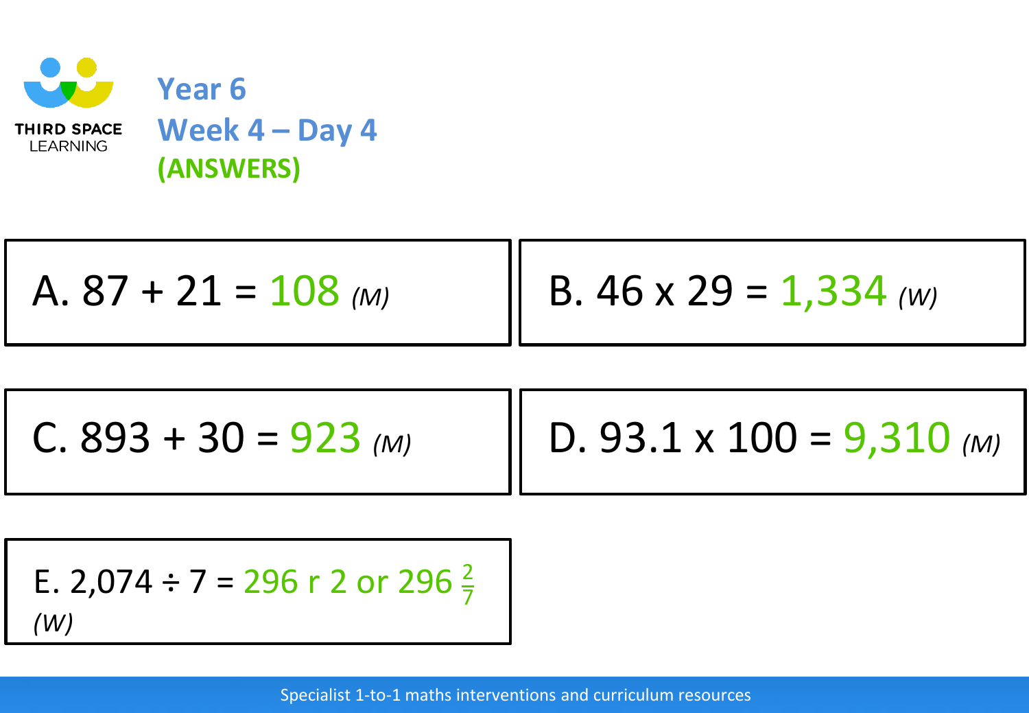# Year 6

## Week 4 – Day 4

**(ANSWERS)**

A. 87 + 21 = 108 *(M)*

B. 46 x 29 = 1,334 *(W)*

C. 893 + 30 = 923 *(M)*

D. 93.1 x 100 = 9,310 *(M)*

E. 2,074 ÷ 7 = 296 r 2 or 296 $\frac{2}{7}$ *(W)*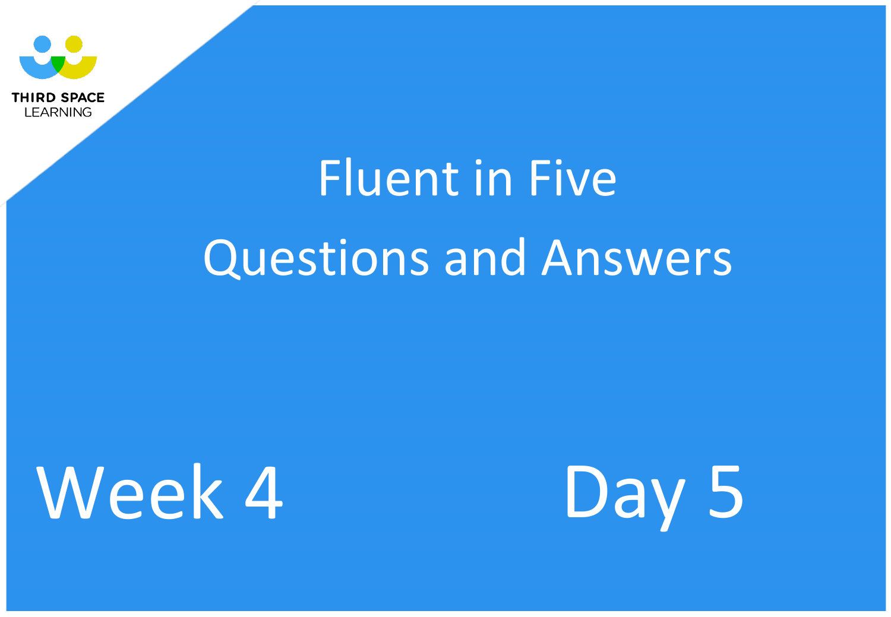THIRD SPACE LEARNING

# Fluent in Five

# Questions and Answers

## Week 4 Day 5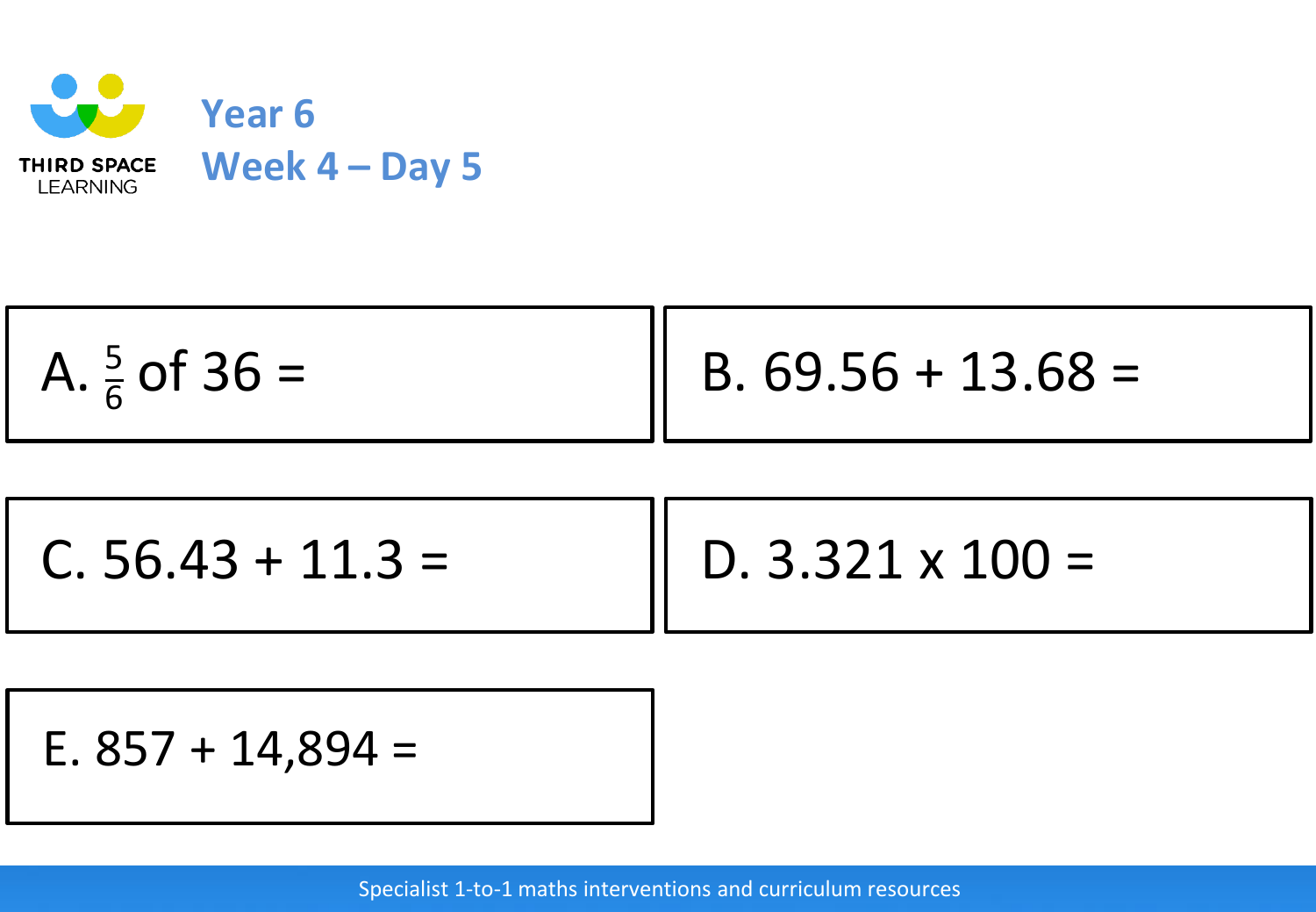# Year 6
## Week 4 – Day 5

A. $\frac{5}{6}$ of 36 =

B. 69.56 + 13.68 =

C. 56.43 + 11.3 =

D. 3.321 x 100 =

E. 857 + 14,894 =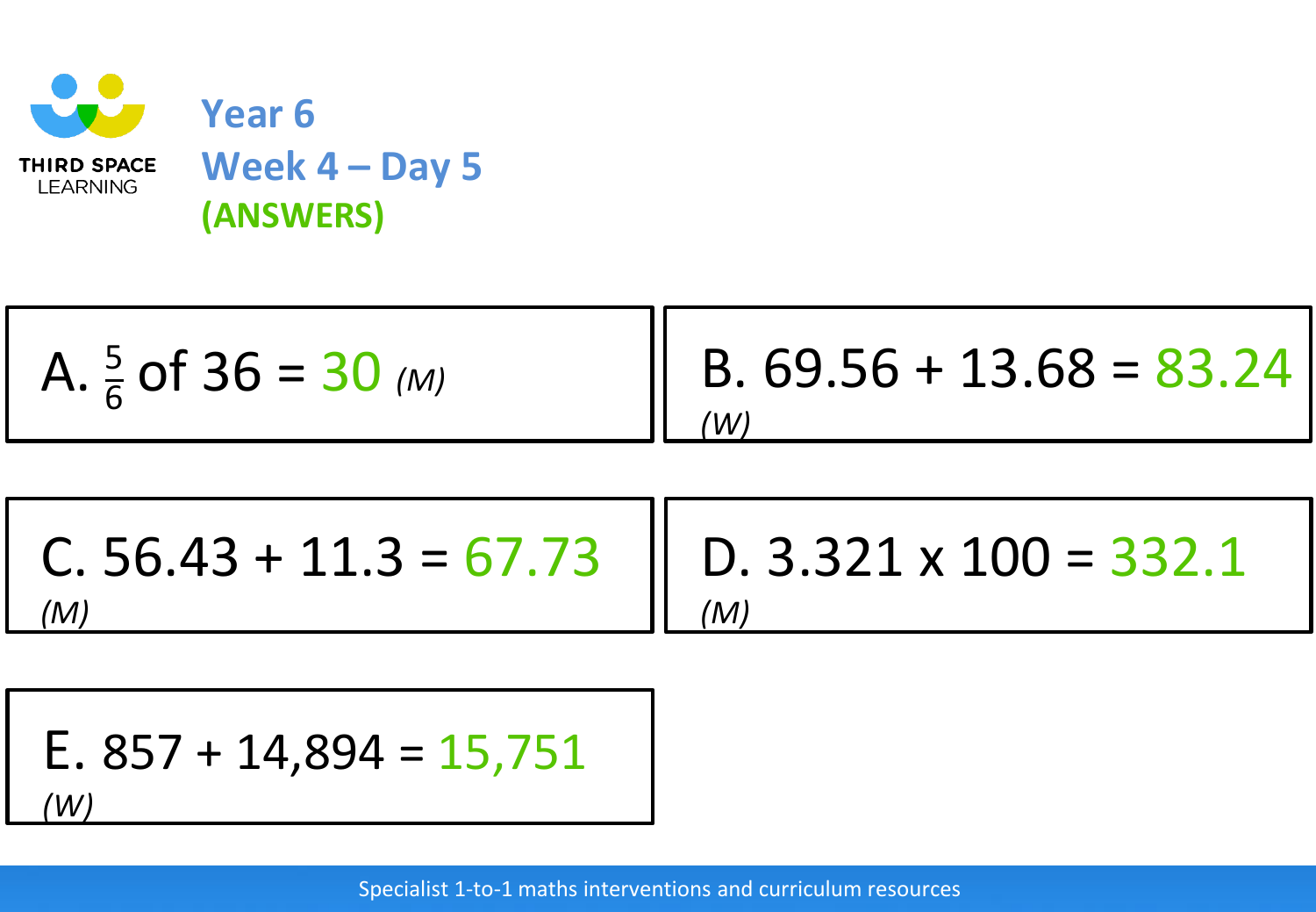# Year 6
## Week 4 – Day 5
**(ANSWERS)**

A. $\frac{5}{6}$ of 36 = 30 *(M)*

B. 69.56 + 13.68 = 83.24
*(W)*

C. 56.43 + 11.3 = 67.73
*(M)*

D. 3.321 x 100 = 332.1
*(M)*

E. 857 + 14,894 = 15,751
*(W)*